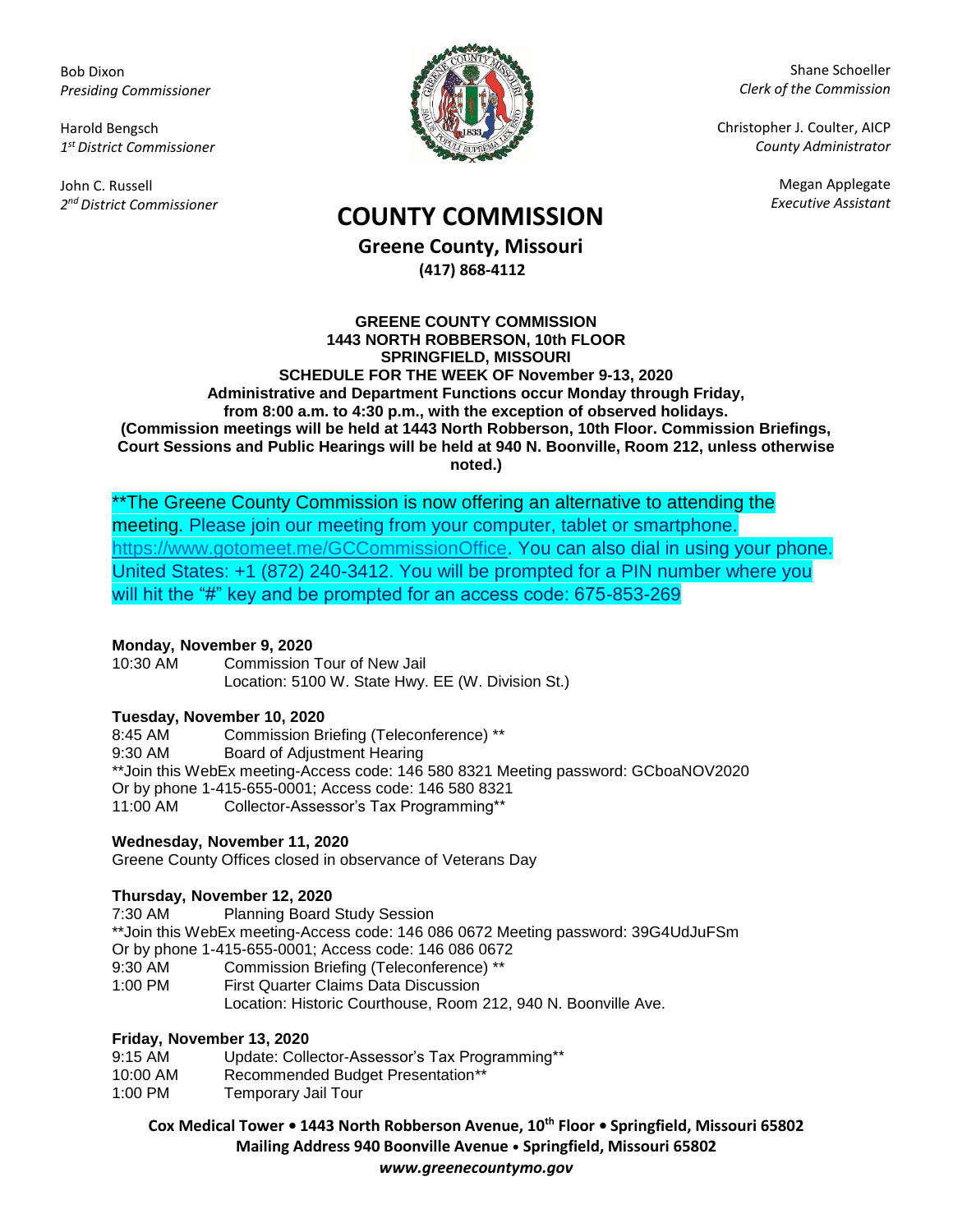Bob Dixon
*Presiding Commissioner*

Harold Bengsch
*1st District Commissioner*

John C. Russell
*2nd District Commissioner*

Shane Schoeller
*Clerk of the Commission*

Christopher J. Coulter, AICP
*County Administrator*

Megan Applegate
*Executive Assistant*

# COUNTY COMMISSION

**Greene County, Missouri**
**(417) 868-4112**

**GREENE COUNTY COMMISSION**
**1443 NORTH ROBBERSON, 10th FLOOR**
**SPRINGFIELD, MISSOURI**
**SCHEDULE FOR THE WEEK OF November 9-13, 2020**
**Administrative and Department Functions occur Monday through Friday, from 8:00 a.m. to 4:30 p.m., with the exception of observed holidays.**
**(Commission meetings will be held at 1443 North Robberson, 10th Floor. Commission Briefings, Court Sessions and Public Hearings will be held at 940 N. Boonville, Room 212, unless otherwise noted.)**

**The Greene County Commission is now offering an alternative to attending the meeting. Please join our meeting from your computer, tablet or smartphone. https://www.gotomeet.me/GCCommissionOffice. You can also dial in using your phone. United States: +1 (872) 240-3412. You will be prompted for a PIN number where you will hit the "#" key and be prompted for an access code: 675-853-269

**Monday, November 9, 2020**

10:30 AM Commission Tour of New Jail
Location: 5100 W. State Hwy. EE (W. Division St.)

**Tuesday, November 10, 2020**

8:45 AM Commission Briefing (Teleconference) **
9:30 AM Board of Adjustment Hearing
**Join this WebEx meeting-Access code: 146 580 8321 Meeting password: GCboaNOV2020
Or by phone 1-415-655-0001; Access code: 146 580 8321
11:00 AM Collector-Assessor's Tax Programming**

**Wednesday, November 11, 2020**

Greene County Offices closed in observance of Veterans Day

**Thursday, November 12, 2020**

7:30 AM Planning Board Study Session
**Join this WebEx meeting-Access code: 146 086 0672 Meeting password: 39G4UdJuFSm
Or by phone 1-415-655-0001; Access code: 146 086 0672
9:30 AM Commission Briefing (Teleconference) **
1:00 PM First Quarter Claims Data Discussion
Location: Historic Courthouse, Room 212, 940 N. Boonville Ave.

**Friday, November 13, 2020**

9:15 AM Update: Collector-Assessor's Tax Programming**
10:00 AM Recommended Budget Presentation**
1:00 PM Temporary Jail Tour

**Cox Medical Tower • 1443 North Robberson Avenue, 10th Floor • Springfield, Missouri 65802**
**Mailing Address 940 Boonville Avenue • Springfield, Missouri 65802**
***www.greenecountymo.gov***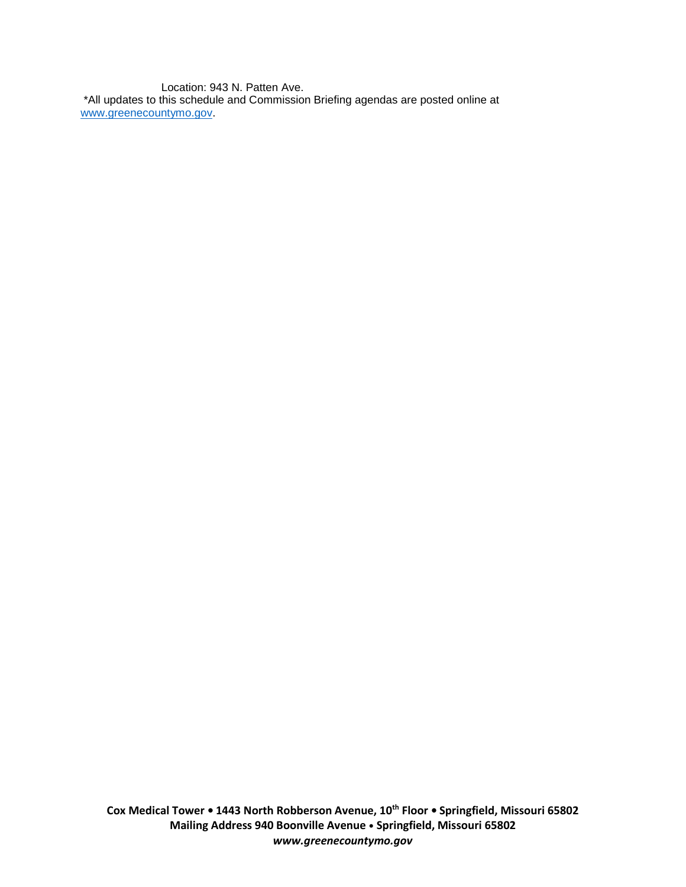Location: 943 N. Patten Ave.

*All updates to this schedule and Commission Briefing agendas are posted online at www.greenecountymo.gov.